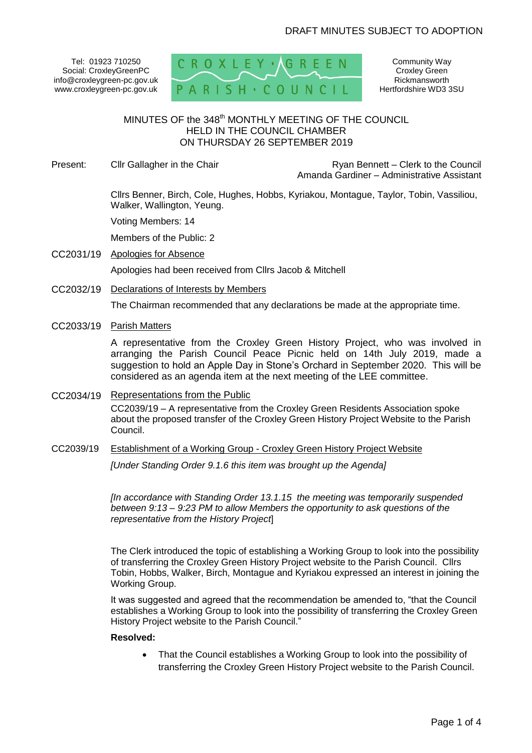DRAFT MINUTES SUBJECT TO ADOPTION

Tel: 01923 710250
Social: CroxleyGreenPC
info@croxleygreen-pc.gov.uk
www.croxleygreen-pc.gov.uk

CROXLEY GREEN PARISH COUNCIL

Community Way
Croxley Green
Rickmansworth
Hertfordshire WD3 3SU

# MINUTES OF the 348th MONTHLY MEETING OF THE COUNCIL HELD IN THE COUNCIL CHAMBER ON THURSDAY 26 SEPTEMBER 2019

Present: Cllr Gallagher in the Chair

Ryan Bennett – Clerk to the Council
Amanda Gardiner – Administrative Assistant

Cllrs Benner, Birch, Cole, Hughes, Hobbs, Kyriakou, Montague, Taylor, Tobin, Vassiliou, Walker, Wallington, Yeung.

Voting Members: 14

Members of the Public: 2

## CC2031/19 Apologies for Absence

Apologies had been received from Cllrs Jacob & Mitchell

## CC2032/19 Declarations of Interests by Members

The Chairman recommended that any declarations be made at the appropriate time.

## CC2033/19 Parish Matters

A representative from the Croxley Green History Project, who was involved in arranging the Parish Council Peace Picnic held on 14th July 2019, made a suggestion to hold an Apple Day in Stone's Orchard in September 2020. This will be considered as an agenda item at the next meeting of the LEE committee.

## CC2034/19 Representations from the Public

CC2039/19 – A representative from the Croxley Green Residents Association spoke about the proposed transfer of the Croxley Green History Project Website to the Parish Council.

## CC2039/19 Establishment of a Working Group - Croxley Green History Project Website

*[Under Standing Order 9.1.6 this item was brought up the Agenda]*

*[In accordance with Standing Order 13.1.15 the meeting was temporarily suspended between 9:13 – 9:23 PM to allow Members the opportunity to ask questions of the representative from the History Project]*

The Clerk introduced the topic of establishing a Working Group to look into the possibility of transferring the Croxley Green History Project website to the Parish Council. Cllrs Tobin, Hobbs, Walker, Birch, Montague and Kyriakou expressed an interest in joining the Working Group.

It was suggested and agreed that the recommendation be amended to, "that the Council establishes a Working Group to look into the possibility of transferring the Croxley Green History Project website to the Parish Council."

**Resolved:**

- That the Council establishes a Working Group to look into the possibility of transferring the Croxley Green History Project website to the Parish Council.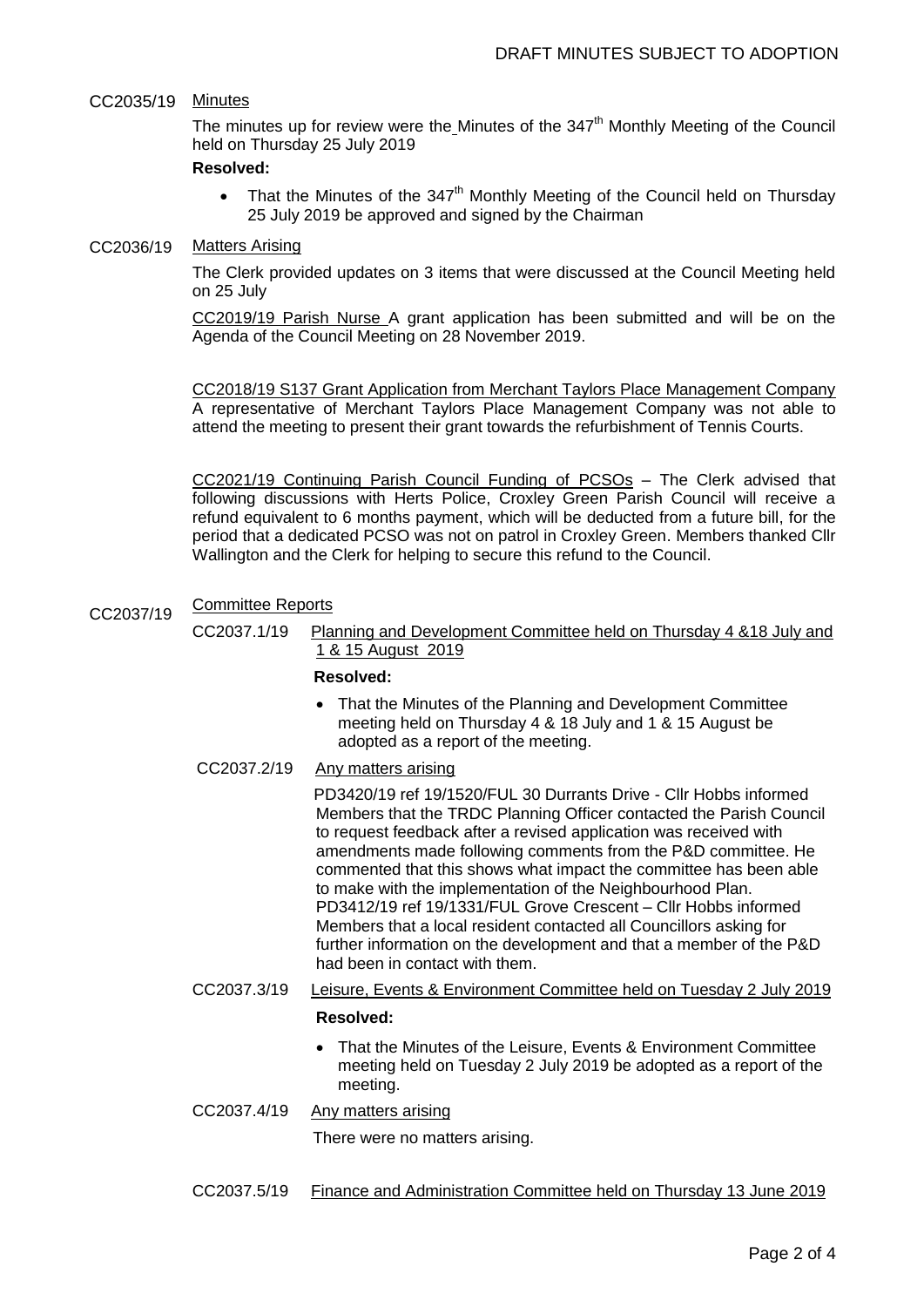DRAFT MINUTES SUBJECT TO ADOPTION

**CC2035/19 Minutes**

The minutes up for review were the Minutes of the 347th Monthly Meeting of the Council held on Thursday 25 July 2019

**Resolved:**

- That the Minutes of the 347th Monthly Meeting of the Council held on Thursday 25 July 2019 be approved and signed by the Chairman

**CC2036/19 Matters Arising**

The Clerk provided updates on 3 items that were discussed at the Council Meeting held on 25 July

CC2019/19 Parish Nurse A grant application has been submitted and will be on the Agenda of the Council Meeting on 28 November 2019.

CC2018/19 S137 Grant Application from Merchant Taylors Place Management Company A representative of Merchant Taylors Place Management Company was not able to attend the meeting to present their grant towards the refurbishment of Tennis Courts.

CC2021/19 Continuing Parish Council Funding of PCSOs – The Clerk advised that following discussions with Herts Police, Croxley Green Parish Council will receive a refund equivalent to 6 months payment, which will be deducted from a future bill, for the period that a dedicated PCSO was not on patrol in Croxley Green. Members thanked Cllr Wallington and the Clerk for helping to secure this refund to the Council.

**CC2037/19 Committee Reports**

CC2037.1/19 Planning and Development Committee held on Thursday 4 &18 July and 1 & 15 August 2019

**Resolved:**

- That the Minutes of the Planning and Development Committee meeting held on Thursday 4 & 18 July and 1 & 15 August be adopted as a report of the meeting.

CC2037.2/19 Any matters arising

PD3420/19 ref 19/1520/FUL 30 Durrants Drive - Cllr Hobbs informed Members that the TRDC Planning Officer contacted the Parish Council to request feedback after a revised application was received with amendments made following comments from the P&D committee. He commented that this shows what impact the committee has been able to make with the implementation of the Neighbourhood Plan. PD3412/19 ref 19/1331/FUL Grove Crescent – Cllr Hobbs informed Members that a local resident contacted all Councillors asking for further information on the development and that a member of the P&D had been in contact with them.

CC2037.3/19 Leisure, Events & Environment Committee held on Tuesday 2 July 2019

**Resolved:**

- That the Minutes of the Leisure, Events & Environment Committee meeting held on Tuesday 2 July 2019 be adopted as a report of the meeting.

CC2037.4/19 Any matters arising

There were no matters arising.

CC2037.5/19 Finance and Administration Committee held on Thursday 13 June 2019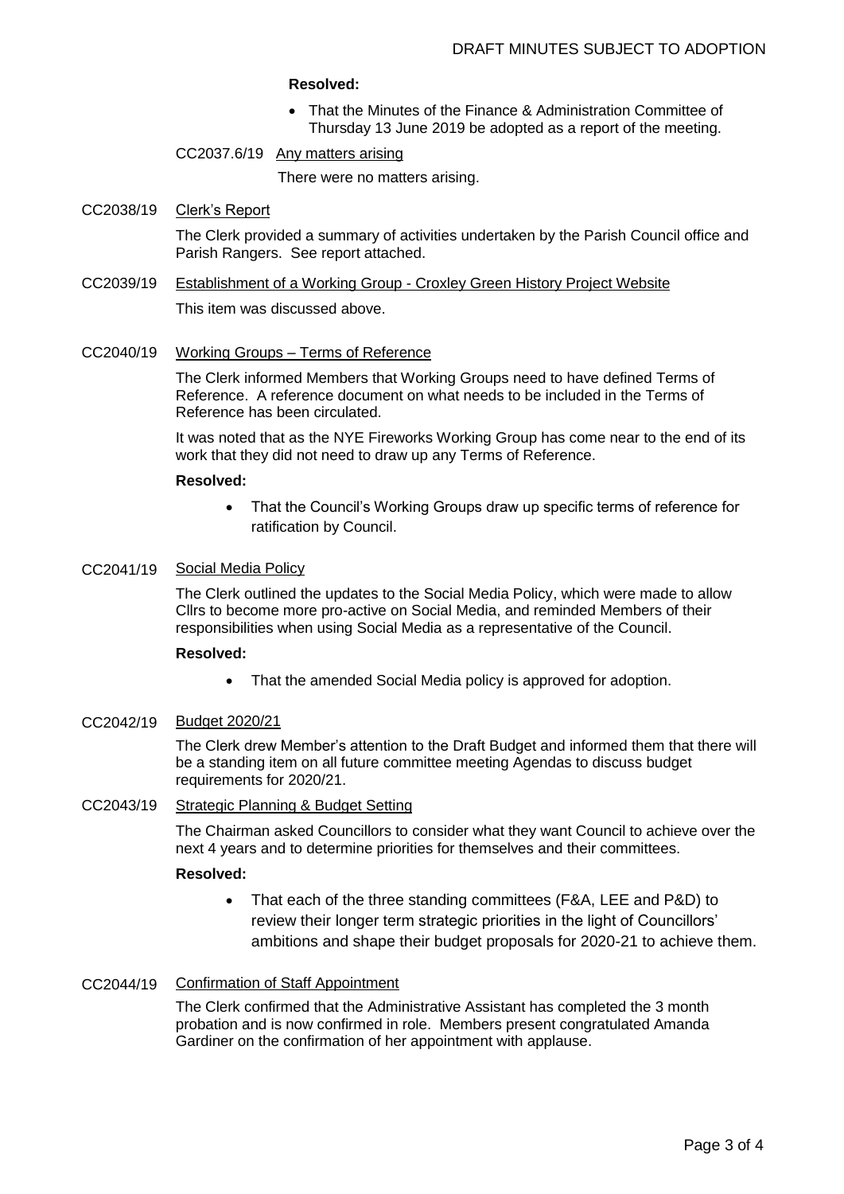DRAFT MINUTES SUBJECT TO ADOPTION

**Resolved:**

- That the Minutes of the Finance & Administration Committee of Thursday 13 June 2019 be adopted as a report of the meeting.

CC2037.6/19 Any matters arising

There were no matters arising.

CC2038/19 Clerk's Report

The Clerk provided a summary of activities undertaken by the Parish Council office and Parish Rangers. See report attached.

CC2039/19 Establishment of a Working Group - Croxley Green History Project Website

This item was discussed above.

CC2040/19 Working Groups – Terms of Reference

The Clerk informed Members that Working Groups need to have defined Terms of Reference. A reference document on what needs to be included in the Terms of Reference has been circulated.

It was noted that as the NYE Fireworks Working Group has come near to the end of its work that they did not need to draw up any Terms of Reference.

**Resolved:**

- That the Council's Working Groups draw up specific terms of reference for ratification by Council.

CC2041/19 Social Media Policy

The Clerk outlined the updates to the Social Media Policy, which were made to allow Cllrs to become more pro-active on Social Media, and reminded Members of their responsibilities when using Social Media as a representative of the Council.

**Resolved:**

- That the amended Social Media policy is approved for adoption.

CC2042/19 Budget 2020/21

The Clerk drew Member's attention to the Draft Budget and informed them that there will be a standing item on all future committee meeting Agendas to discuss budget requirements for 2020/21.

CC2043/19 Strategic Planning & Budget Setting

The Chairman asked Councillors to consider what they want Council to achieve over the next 4 years and to determine priorities for themselves and their committees.

**Resolved:**

- That each of the three standing committees (F&A, LEE and P&D) to review their longer term strategic priorities in the light of Councillors' ambitions and shape their budget proposals for 2020-21 to achieve them.

CC2044/19 Confirmation of Staff Appointment

The Clerk confirmed that the Administrative Assistant has completed the 3 month probation and is now confirmed in role. Members present congratulated Amanda Gardiner on the confirmation of her appointment with applause.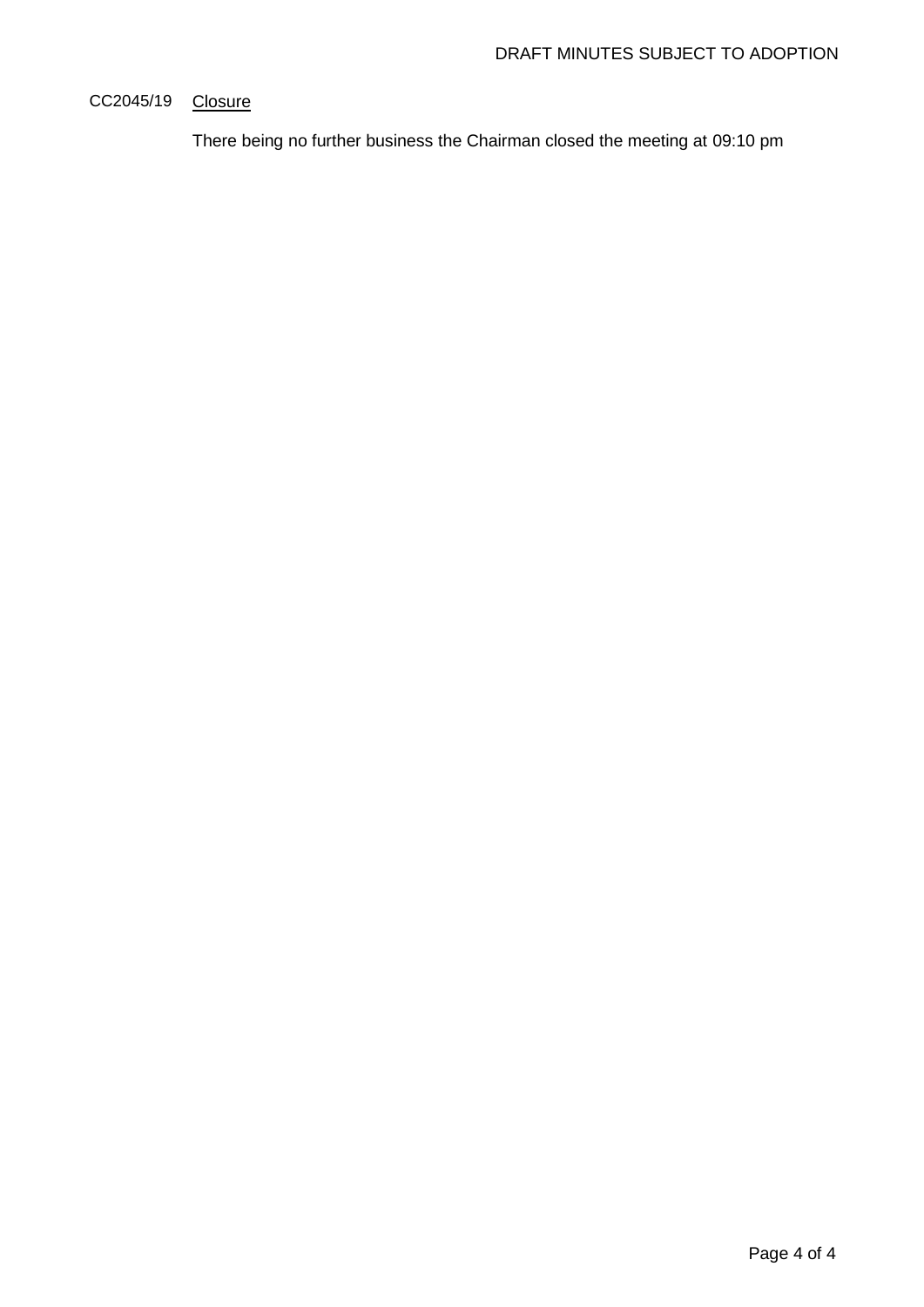CC2045/19 Closure

There being no further business the Chairman closed the meeting at 09:10 pm